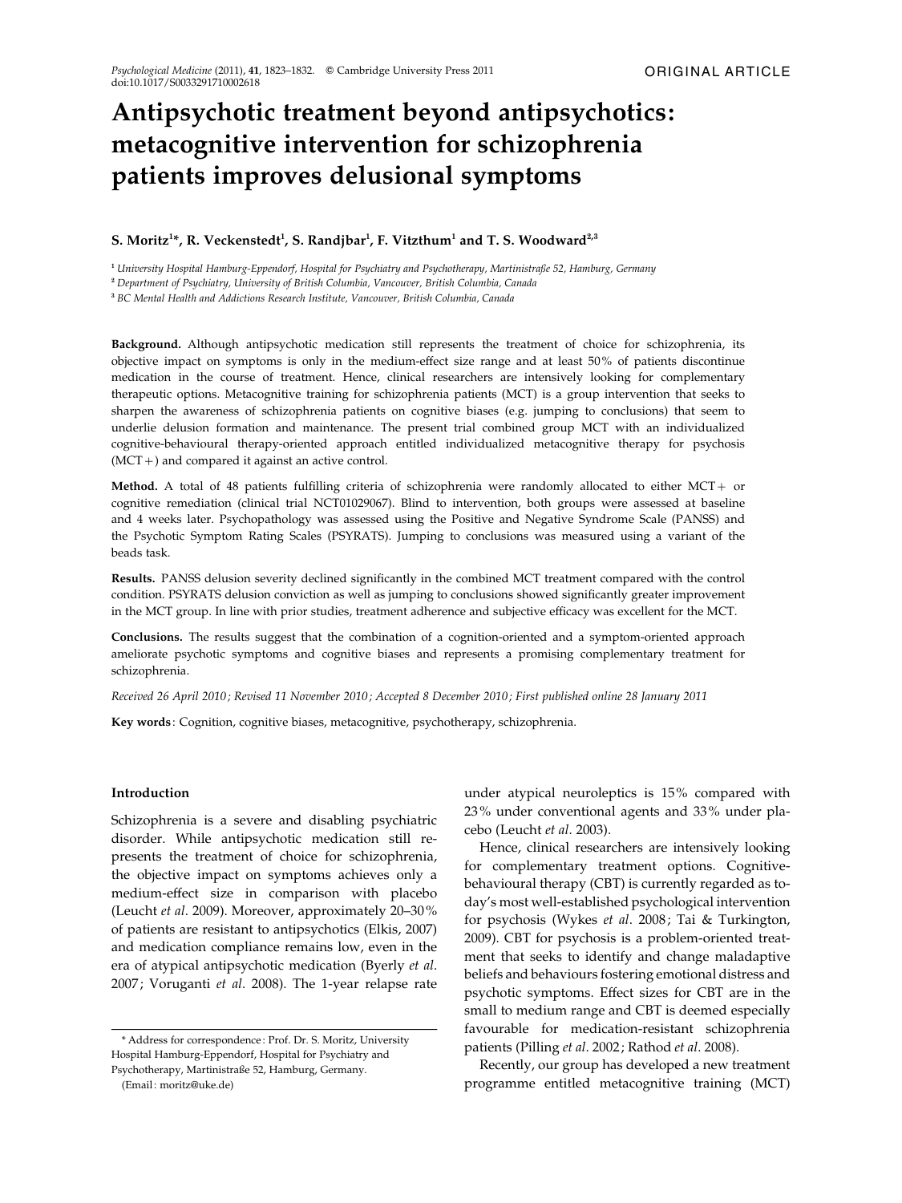ORIGINAL ARTICLE

# Antipsychotic treatment beyond antipsychotics: metacognitive intervention for schizophrenia patients improves delusional symptoms

**S. Moritz[1]*, R. Veckenstedt[1], S. Randjbar[1], F. Vitzthum[1] and T. S. Woodward[2,3]**

[1] *University Hospital Hamburg-Eppendorf, Hospital for Psychiatry and Psychotherapy, Martinistraße 52, Hamburg, Germany*
[2] *Department of Psychiatry, University of British Columbia, Vancouver, British Columbia, Canada*
[3] *BC Mental Health and Addictions Research Institute, Vancouver, British Columbia, Canada*

**Background.** Although antipsychotic medication still represents the treatment of choice for schizophrenia, its objective impact on symptoms is only in the medium-effect size range and at least 50% of patients discontinue medication in the course of treatment. Hence, clinical researchers are intensively looking for complementary therapeutic options. Metacognitive training for schizophrenia patients (MCT) is a group intervention that seeks to sharpen the awareness of schizophrenia patients on cognitive biases (e.g. jumping to conclusions) that seem to underlie delusion formation and maintenance. The present trial combined group MCT with an individualized cognitive-behavioural therapy-oriented approach entitled individualized metacognitive therapy for psychosis (MCT+) and compared it against an active control.

**Method.** A total of 48 patients fulfilling criteria of schizophrenia were randomly allocated to either MCT+ or cognitive remediation (clinical trial NCT01029067). Blind to intervention, both groups were assessed at baseline and 4 weeks later. Psychopathology was assessed using the Positive and Negative Syndrome Scale (PANSS) and the Psychotic Symptom Rating Scales (PSYRATS). Jumping to conclusions was measured using a variant of the beads task.

**Results.** PANSS delusion severity declined significantly in the combined MCT treatment compared with the control condition. PSYRATS delusion conviction as well as jumping to conclusions showed significantly greater improvement in the MCT group. In line with prior studies, treatment adherence and subjective efficacy was excellent for the MCT.

**Conclusions.** The results suggest that the combination of a cognition-oriented and a symptom-oriented approach ameliorate psychotic symptoms and cognitive biases and represents a promising complementary treatment for schizophrenia.

*Received 26 April 2010; Revised 11 November 2010; Accepted 8 December 2010; First published online 28 January 2011*

**Key words**: Cognition, cognitive biases, metacognitive, psychotherapy, schizophrenia.

## Introduction

Schizophrenia is a severe and disabling psychiatric disorder. While antipsychotic medication still represents the treatment of choice for schizophrenia, the objective impact on symptoms achieves only a medium-effect size in comparison with placebo (Leucht *et al*. 2009). Moreover, approximately 20–30% of patients are resistant to antipsychotics (Elkis, 2007) and medication compliance remains low, even in the era of atypical antipsychotic medication (Byerly *et al*. 2007; Voruganti *et al*. 2008). The 1-year relapse rate under atypical neuroleptics is 15% compared with 23% under conventional agents and 33% under placebo (Leucht *et al*. 2003).

Hence, clinical researchers are intensively looking for complementary treatment options. Cognitive-behavioural therapy (CBT) is currently regarded as today's most well-established psychological intervention for psychosis (Wykes *et al*. 2008; Tai & Turkington, 2009). CBT for psychosis is a problem-oriented treatment that seeks to identify and change maladaptive beliefs and behaviours fostering emotional distress and psychotic symptoms. Effect sizes for CBT are in the small to medium range and CBT is deemed especially favourable for medication-resistant schizophrenia patients (Pilling *et al*. 2002; Rathod *et al*. 2008).

Recently, our group has developed a new treatment programme entitled metacognitive training (MCT)

* Address for correspondence: Prof. Dr. S. Moritz, University Hospital Hamburg-Eppendorf, Hospital for Psychiatry and Psychotherapy, Martinistraße 52, Hamburg, Germany.
(Email: moritz@uke.de)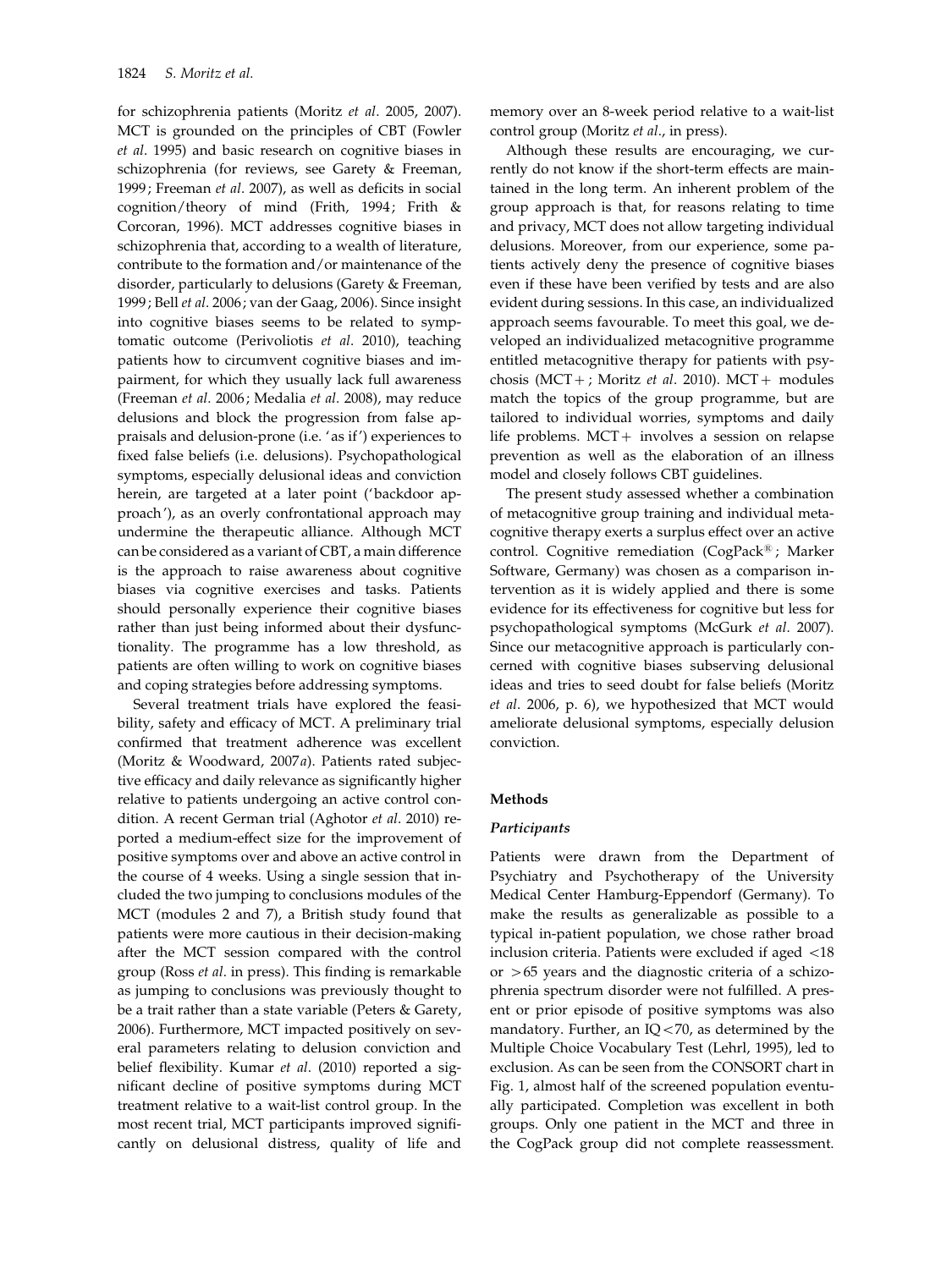for schizophrenia patients (Moritz *et al*. 2005, 2007). MCT is grounded on the principles of CBT (Fowler *et al*. 1995) and basic research on cognitive biases in schizophrenia (for reviews, see Garety & Freeman, 1999; Freeman *et al*. 2007), as well as deficits in social cognition/theory of mind (Frith, 1994; Frith & Corcoran, 1996). MCT addresses cognitive biases in schizophrenia that, according to a wealth of literature, contribute to the formation and/or maintenance of the disorder, particularly to delusions (Garety & Freeman, 1999; Bell *et al*. 2006; van der Gaag, 2006). Since insight into cognitive biases seems to be related to symptomatic outcome (Perivoliotis *et al*. 2010), teaching patients how to circumvent cognitive biases and impairment, for which they usually lack full awareness (Freeman *et al*. 2006; Medalia *et al*. 2008), may reduce delusions and block the progression from false appraisals and delusion-prone (i.e. 'as if') experiences to fixed false beliefs (i.e. delusions). Psychopathological symptoms, especially delusional ideas and conviction herein, are targeted at a later point ('backdoor approach'), as an overly confrontational approach may undermine the therapeutic alliance. Although MCT can be considered as a variant of CBT, a main difference is the approach to raise awareness about cognitive biases via cognitive exercises and tasks. Patients should personally experience their cognitive biases rather than just being informed about their dysfunctionality. The programme has a low threshold, as patients are often willing to work on cognitive biases and coping strategies before addressing symptoms.

Several treatment trials have explored the feasibility, safety and efficacy of MCT. A preliminary trial confirmed that treatment adherence was excellent (Moritz & Woodward, 2007*a*). Patients rated subjective efficacy and daily relevance as significantly higher relative to patients undergoing an active control condition. A recent German trial (Aghotor *et al*. 2010) reported a medium-effect size for the improvement of positive symptoms over and above an active control in the course of 4 weeks. Using a single session that included the two jumping to conclusions modules of the MCT (modules 2 and 7), a British study found that patients were more cautious in their decision-making after the MCT session compared with the control group (Ross *et al*. in press). This finding is remarkable as jumping to conclusions was previously thought to be a trait rather than a state variable (Peters & Garety, 2006). Furthermore, MCT impacted positively on several parameters relating to delusion conviction and belief flexibility. Kumar *et al*. (2010) reported a significant decline of positive symptoms during MCT treatment relative to a wait-list control group. In the most recent trial, MCT participants improved significantly on delusional distress, quality of life and memory over an 8-week period relative to a wait-list control group (Moritz *et al*., in press).

Although these results are encouraging, we currently do not know if the short-term effects are maintained in the long term. An inherent problem of the group approach is that, for reasons relating to time and privacy, MCT does not allow targeting individual delusions. Moreover, from our experience, some patients actively deny the presence of cognitive biases even if these have been verified by tests and are also evident during sessions. In this case, an individualized approach seems favourable. To meet this goal, we developed an individualized metacognitive programme entitled metacognitive therapy for patients with psychosis (MCT+; Moritz *et al*. 2010). MCT+ modules match the topics of the group programme, but are tailored to individual worries, symptoms and daily life problems. MCT+ involves a session on relapse prevention as well as the elaboration of an illness model and closely follows CBT guidelines.

The present study assessed whether a combination of metacognitive group training and individual metacognitive therapy exerts a surplus effect over an active control. Cognitive remediation (CogPack®; Marker Software, Germany) was chosen as a comparison intervention as it is widely applied and there is some evidence for its effectiveness for cognitive but less for psychopathological symptoms (McGurk *et al*. 2007). Since our metacognitive approach is particularly concerned with cognitive biases subserving delusional ideas and tries to seed doubt for false beliefs (Moritz *et al*. 2006, p. 6), we hypothesized that MCT would ameliorate delusional symptoms, especially delusion conviction.

## Methods

### *Participants*

Patients were drawn from the Department of Psychiatry and Psychotherapy of the University Medical Center Hamburg-Eppendorf (Germany). To make the results as generalizable as possible to a typical in-patient population, we chose rather broad inclusion criteria. Patients were excluded if aged <18 or >65 years and the diagnostic criteria of a schizophrenia spectrum disorder were not fulfilled. A present or prior episode of positive symptoms was also mandatory. Further, an IQ<70, as determined by the Multiple Choice Vocabulary Test (Lehrl, 1995), led to exclusion. As can be seen from the CONSORT chart in Fig. 1, almost half of the screened population eventually participated. Completion was excellent in both groups. Only one patient in the MCT and three in the CogPack group did not complete reassessment.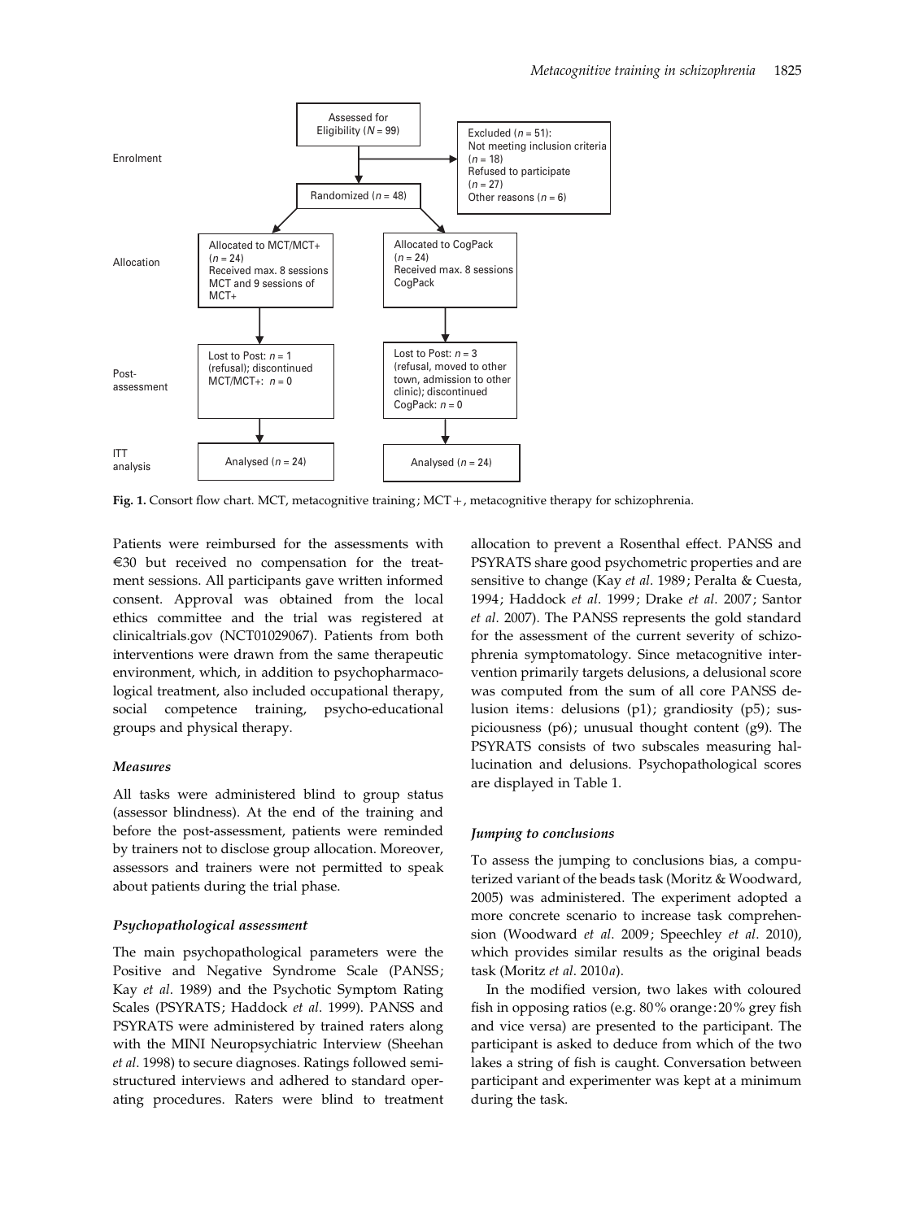**Enrolment**

- Assessed for Eligibility ($N = 99$)
- Excluded ($n = 51$): Not meeting inclusion criteria ($n = 18$); Refused to participate ($n = 27$); Other reasons ($n = 6$)
- Randomized ($n = 48$)

**Allocation**

- Allocated to MCT/MCT+ ($n = 24$). Received max. 8 sessions MCT and 9 sessions of MCT+
- Allocated to CogPack ($n = 24$). Received max. 8 sessions CogPack

**Post-assessment**

- Lost to Post: $n = 1$ (refusal); discontinued MCT/MCT+: $n = 0$
- Lost to Post: $n = 3$ (refusal, moved to other town, admission to other clinic); discontinued CogPack: $n = 0$

**ITT analysis**

- Analysed ($n = 24$)
- Analysed ($n = 24$)

**Fig. 1.** Consort flow chart. MCT, metacognitive training; MCT+, metacognitive therapy for schizophrenia.

Patients were reimbursed for the assessments with €30 but received no compensation for the treatment sessions. All participants gave written informed consent. Approval was obtained from the local ethics committee and the trial was registered at clinicaltrials.gov (NCT01029067). Patients from both interventions were drawn from the same therapeutic environment, which, in addition to psychopharmacological treatment, also included occupational therapy, social competence training, psycho-educational groups and physical therapy.

### *Measures*

All tasks were administered blind to group status (assessor blindness). At the end of the training and before the post-assessment, patients were reminded by trainers not to disclose group allocation. Moreover, assessors and trainers were not permitted to speak about patients during the trial phase.

### *Psychopathological assessment*

The main psychopathological parameters were the Positive and Negative Syndrome Scale (PANSS; Kay *et al*. 1989) and the Psychotic Symptom Rating Scales (PSYRATS; Haddock *et al*. 1999). PANSS and PSYRATS were administered by trained raters along with the MINI Neuropsychiatric Interview (Sheehan *et al*. 1998) to secure diagnoses. Ratings followed semi-structured interviews and adhered to standard operating procedures. Raters were blind to treatment allocation to prevent a Rosenthal effect. PANSS and PSYRATS share good psychometric properties and are sensitive to change (Kay *et al*. 1989; Peralta & Cuesta, 1994; Haddock *et al*. 1999; Drake *et al*. 2007; Santor *et al*. 2007). The PANSS represents the gold standard for the assessment of the current severity of schizophrenia symptomatology. Since metacognitive intervention primarily targets delusions, a delusional score was computed from the sum of all core PANSS delusion items: delusions (p1); grandiosity (p5); suspiciousness (p6); unusual thought content (g9). The PSYRATS consists of two subscales measuring hallucination and delusions. Psychopathological scores are displayed in Table 1.

### *Jumping to conclusions*

To assess the jumping to conclusions bias, a computerized variant of the beads task (Moritz & Woodward, 2005) was administered. The experiment adopted a more concrete scenario to increase task comprehension (Woodward *et al*. 2009; Speechley *et al*. 2010), which provides similar results as the original beads task (Moritz *et al*. 2010*a*).

In the modified version, two lakes with coloured fish in opposing ratios (e.g. 80% orange:20% grey fish and vice versa) are presented to the participant. The participant is asked to deduce from which of the two lakes a string of fish is caught. Conversation between participant and experimenter was kept at a minimum during the task.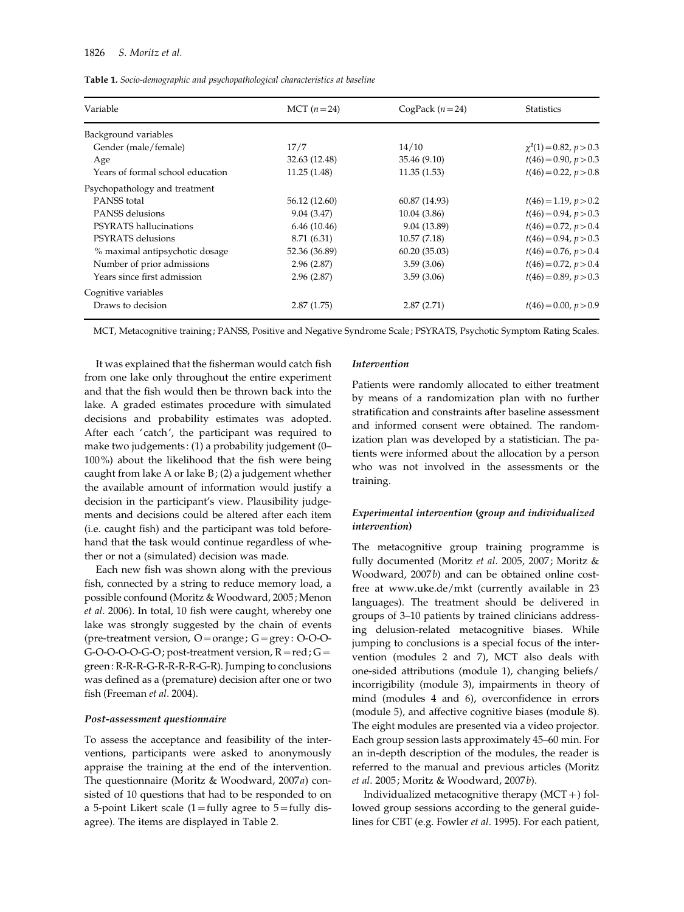**Table 1.** *Socio-demographic and psychopathological characteristics at baseline*

| Variable | MCT ($n=24$) | CogPack ($n=24$) | Statistics |
|---|---|---|---|
| Background variables | | | |
| Gender (male/female) | 17/7 | 14/10 | $\chi^2(1)=0.82$, $p>0.3$ |
| Age | 32.63 (12.48) | 35.46 (9.10) | $t(46)=0.90$, $p>0.3$ |
| Years of formal school education | 11.25 (1.48) | 11.35 (1.53) | $t(46)=0.22$, $p>0.8$ |
| Psychopathology and treatment | | | |
| PANSS total | 56.12 (12.60) | 60.87 (14.93) | $t(46)=1.19$, $p>0.2$ |
| PANSS delusions | 9.04 (3.47) | 10.04 (3.86) | $t(46)=0.94$, $p>0.3$ |
| PSYRATS hallucinations | 6.46 (10.46) | 9.04 (13.89) | $t(46)=0.72$, $p>0.4$ |
| PSYRATS delusions | 8.71 (6.31) | 10.57 (7.18) | $t(46)=0.94$, $p>0.3$ |
| % maximal antipsychotic dosage | 52.36 (36.89) | 60.20 (35.03) | $t(46)=0.76$, $p>0.4$ |
| Number of prior admissions | 2.96 (2.87) | 3.59 (3.06) | $t(46)=0.72$, $p>0.4$ |
| Years since first admission | 2.96 (2.87) | 3.59 (3.06) | $t(46)=0.89$, $p>0.3$ |
| Cognitive variables | | | |
| Draws to decision | 2.87 (1.75) | 2.87 (2.71) | $t(46)=0.00$, $p>0.9$ |

MCT, Metacognitive training; PANSS, Positive and Negative Syndrome Scale; PSYRATS, Psychotic Symptom Rating Scales.

It was explained that the fisherman would catch fish from one lake only throughout the entire experiment and that the fish would then be thrown back into the lake. A graded estimates procedure with simulated decisions and probability estimates was adopted. After each 'catch', the participant was required to make two judgements: (1) a probability judgement (0–100%) about the likelihood that the fish were being caught from lake A or lake B; (2) a judgement whether the available amount of information would justify a decision in the participant's view. Plausibility judgements and decisions could be altered after each item (i.e. caught fish) and the participant was told beforehand that the task would continue regardless of whether or not a (simulated) decision was made.

Each new fish was shown along with the previous fish, connected by a string to reduce memory load, a possible confound (Moritz & Woodward, 2005; Menon *et al*. 2006). In total, 10 fish were caught, whereby one lake was strongly suggested by the chain of events (pre-treatment version, O = orange; G = grey: O-O-O-G-O-O-O-O-G-O; post-treatment version, R = red; G = green: R-R-R-G-R-R-R-R-G-R). Jumping to conclusions was defined as a (premature) decision after one or two fish (Freeman *et al*. 2004).

#### *Post-assessment questionnaire*

To assess the acceptance and feasibility of the interventions, participants were asked to anonymously appraise the training at the end of the intervention. The questionnaire (Moritz & Woodward, 2007*a*) consisted of 10 questions that had to be responded to on a 5-point Likert scale (1 = fully agree to 5 = fully disagree). The items are displayed in Table 2.

#### *Intervention*

Patients were randomly allocated to either treatment by means of a randomization plan with no further stratification and constraints after baseline assessment and informed consent were obtained. The randomization plan was developed by a statistician. The patients were informed about the allocation by a person who was not involved in the assessments or the training.

#### *Experimental intervention (group and individualized intervention)*

The metacognitive group training programme is fully documented (Moritz *et al*. 2005, 2007; Moritz & Woodward, 2007*b*) and can be obtained online cost-free at www.uke.de/mkt (currently available in 23 languages). The treatment should be delivered in groups of 3–10 patients by trained clinicians addressing delusion-related metacognitive biases. While jumping to conclusions is a special focus of the intervention (modules 2 and 7), MCT also deals with one-sided attributions (module 1), changing beliefs/incorrigibility (module 3), impairments in theory of mind (modules 4 and 6), overconfidence in errors (module 5), and affective cognitive biases (module 8). The eight modules are presented via a video projector. Each group session lasts approximately 45–60 min. For an in-depth description of the modules, the reader is referred to the manual and previous articles (Moritz *et al*. 2005; Moritz & Woodward, 2007*b*).

Individualized metacognitive therapy (MCT +) followed group sessions according to the general guidelines for CBT (e.g. Fowler *et al*. 1995). For each patient,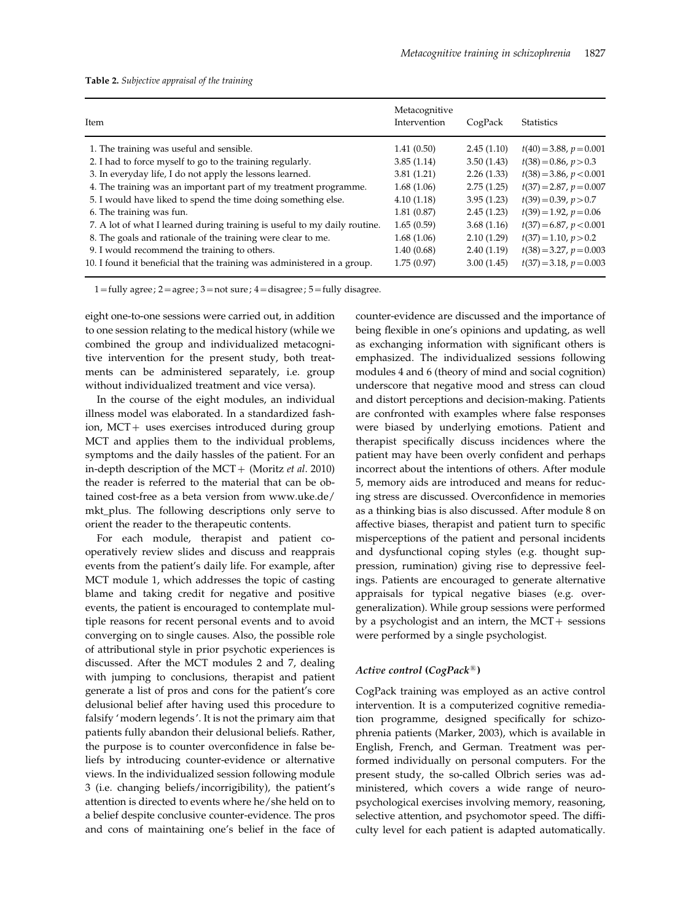**Table 2.** *Subjective appraisal of the training*

| Item | Metacognitive Intervention | CogPack | Statistics |
|---|---|---|---|
| 1. The training was useful and sensible. | 1.41 (0.50) | 2.45 (1.10) | $t(40)=3.88$, $p=0.001$ |
| 2. I had to force myself to go to the training regularly. | 3.85 (1.14) | 3.50 (1.43) | $t(38)=0.86$, $p>0.3$ |
| 3. In everyday life, I do not apply the lessons learned. | 3.81 (1.21) | 2.26 (1.33) | $t(38)=3.86$, $p<0.001$ |
| 4. The training was an important part of my treatment programme. | 1.68 (1.06) | 2.75 (1.25) | $t(37)=2.87$, $p=0.007$ |
| 5. I would have liked to spend the time doing something else. | 4.10 (1.18) | 3.95 (1.23) | $t(39)=0.39$, $p>0.7$ |
| 6. The training was fun. | 1.81 (0.87) | 2.45 (1.23) | $t(39)=1.92$, $p=0.06$ |
| 7. A lot of what I learned during training is useful to my daily routine. | 1.65 (0.59) | 3.68 (1.16) | $t(37)=6.87$, $p<0.001$ |
| 8. The goals and rationale of the training were clear to me. | 1.68 (1.06) | 2.10 (1.29) | $t(37)=1.10$, $p>0.2$ |
| 9. I would recommend the training to others. | 1.40 (0.68) | 2.40 (1.19) | $t(38)=3.27$, $p=0.003$ |
| 10. I found it beneficial that the training was administered in a group. | 1.75 (0.97) | 3.00 (1.45) | $t(37)=3.18$, $p=0.003$ |

1 = fully agree; 2 = agree; 3 = not sure; 4 = disagree; 5 = fully disagree.

eight one-to-one sessions were carried out, in addition to one session relating to the medical history (while we combined the group and individualized metacognitive intervention for the present study, both treatments can be administered separately, i.e. group without individualized treatment and vice versa).

In the course of the eight modules, an individual illness model was elaborated. In a standardized fashion, MCT+ uses exercises introduced during group MCT and applies them to the individual problems, symptoms and the daily hassles of the patient. For an in-depth description of the MCT+ (Moritz *et al*. 2010) the reader is referred to the material that can be obtained cost-free as a beta version from www.uke.de/mkt_plus. The following descriptions only serve to orient the reader to the therapeutic contents.

For each module, therapist and patient cooperatively review slides and discuss and reappraise events from the patient's daily life. For example, after MCT module 1, which addresses the topic of casting blame and taking credit for negative and positive events, the patient is encouraged to contemplate multiple reasons for recent personal events and to avoid converging on to single causes. Also, the possible role of attributional style in prior psychotic experiences is discussed. After the MCT modules 2 and 7, dealing with jumping to conclusions, therapist and patient generate a list of pros and cons for the patient's core delusional belief after having used this procedure to falsify 'modern legends'. It is not the primary aim that patients fully abandon their delusional beliefs. Rather, the purpose is to counter overconfidence in false beliefs by introducing counter-evidence or alternative views. In the individualized session following module 3 (i.e. changing beliefs/incorrigibility), the patient's attention is directed to events where he/she held on to a belief despite conclusive counter-evidence. The pros and cons of maintaining one's belief in the face of counter-evidence are discussed and the importance of being flexible in one's opinions and updating, as well as exchanging information with significant others is emphasized. The individualized sessions following modules 4 and 6 (theory of mind and social cognition) underscore that negative mood and stress can cloud and distort perceptions and decision-making. Patients are confronted with examples where false responses were biased by underlying emotions. Patient and therapist specifically discuss incidences where the patient may have been overly confident and perhaps incorrect about the intentions of others. After module 5, memory aids are introduced and means for reducing stress are discussed. Overconfidence in memories as a thinking bias is also discussed. After module 8 on affective biases, therapist and patient turn to specific misperceptions of the patient and personal incidents and dysfunctional coping styles (e.g. thought suppression, rumination) giving rise to depressive feelings. Patients are encouraged to generate alternative appraisals for typical negative biases (e.g. overgeneralization). While group sessions were performed by a psychologist and an intern, the MCT+ sessions were performed by a single psychologist.

### *Active control (CogPack®)*

CogPack training was employed as an active control intervention. It is a computerized cognitive remediation programme, designed specifically for schizophrenia patients (Marker, 2003), which is available in English, French, and German. Treatment was performed individually on personal computers. For the present study, the so-called Olbrich series was administered, which covers a wide range of neuropsychological exercises involving memory, reasoning, selective attention, and psychomotor speed. The difficulty level for each patient is adapted automatically.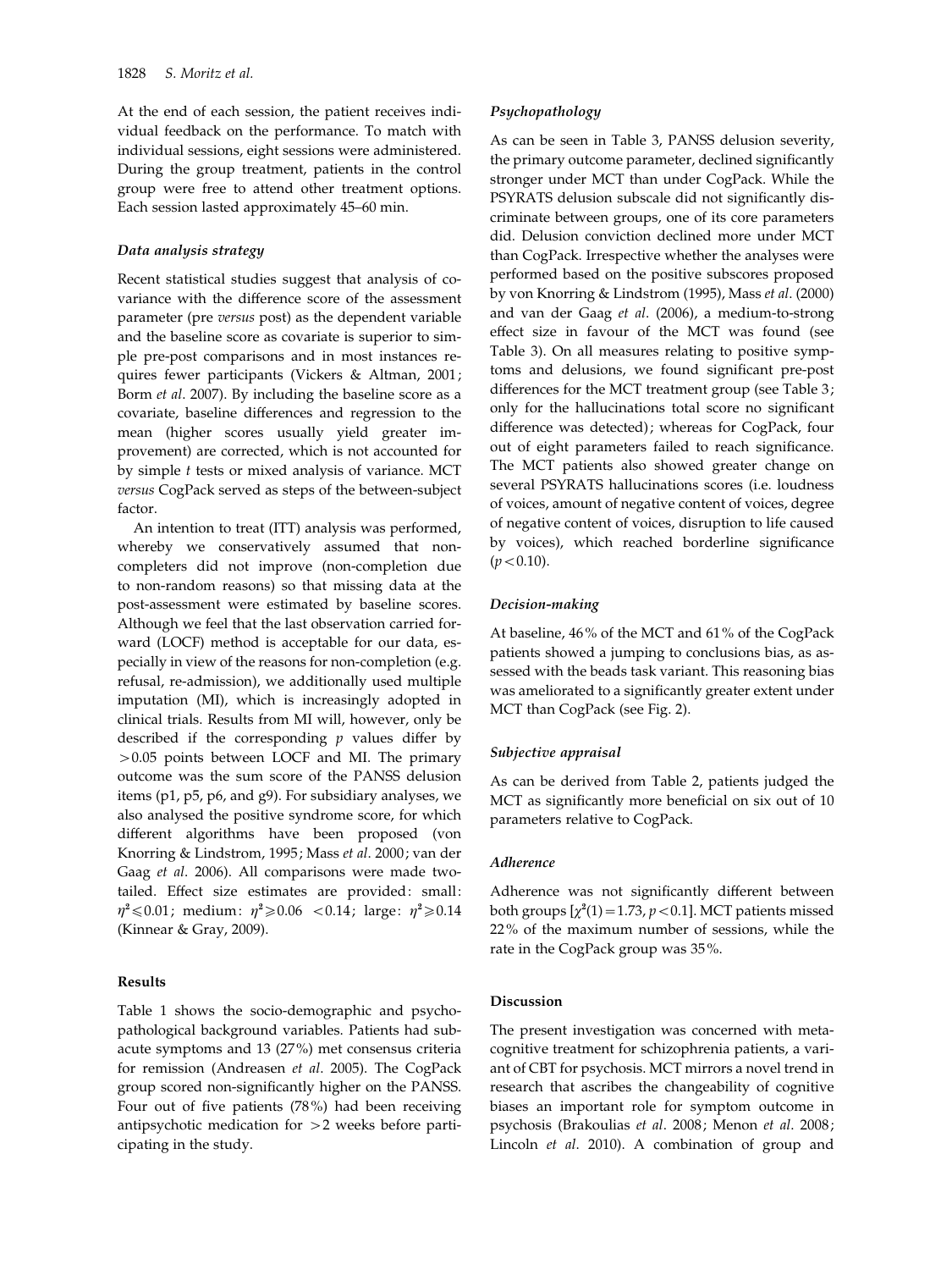At the end of each session, the patient receives individual feedback on the performance. To match with individual sessions, eight sessions were administered. During the group treatment, patients in the control group were free to attend other treatment options. Each session lasted approximately 45–60 min.

### *Data analysis strategy*

Recent statistical studies suggest that analysis of covariance with the difference score of the assessment parameter (pre *versus* post) as the dependent variable and the baseline score as covariate is superior to simple pre-post comparisons and in most instances requires fewer participants (Vickers & Altman, 2001; Borm *et al*. 2007). By including the baseline score as a covariate, baseline differences and regression to the mean (higher scores usually yield greater improvement) are corrected, which is not accounted for by simple *t* tests or mixed analysis of variance. MCT *versus* CogPack served as steps of the between-subject factor.

An intention to treat (ITT) analysis was performed, whereby we conservatively assumed that non-completers did not improve (non-completion due to non-random reasons) so that missing data at the post-assessment were estimated by baseline scores. Although we feel that the last observation carried forward (LOCF) method is acceptable for our data, especially in view of the reasons for non-completion (e.g. refusal, re-admission), we additionally used multiple imputation (MI), which is increasingly adopted in clinical trials. Results from MI will, however, only be described if the corresponding *p* values differ by >0.05 points between LOCF and MI. The primary outcome was the sum score of the PANSS delusion items (p1, p5, p6, and g9). For subsidiary analyses, we also analysed the positive syndrome score, for which different algorithms have been proposed (von Knorring & Lindstrom, 1995; Mass *et al*. 2000; van der Gaag *et al*. 2006). All comparisons were made two-tailed. Effect size estimates are provided: small: $\eta^2 \leqslant 0.01$; medium: $\eta^2 \geqslant 0.06$ $<0.14$; large: $\eta^2 \geqslant 0.14$ (Kinnear & Gray, 2009).

## Results

Table 1 shows the socio-demographic and psychopathological background variables. Patients had subacute symptoms and 13 (27%) met consensus criteria for remission (Andreasen *et al*. 2005). The CogPack group scored non-significantly higher on the PANSS. Four out of five patients (78%) had been receiving antipsychotic medication for >2 weeks before participating in the study.

### *Psychopathology*

As can be seen in Table 3, PANSS delusion severity, the primary outcome parameter, declined significantly stronger under MCT than under CogPack. While the PSYRATS delusion subscale did not significantly discriminate between groups, one of its core parameters did. Delusion conviction declined more under MCT than CogPack. Irrespective whether the analyses were performed based on the positive subscores proposed by von Knorring & Lindstrom (1995), Mass *et al*. (2000) and van der Gaag *et al*. (2006), a medium-to-strong effect size in favour of the MCT was found (see Table 3). On all measures relating to positive symptoms and delusions, we found significant pre-post differences for the MCT treatment group (see Table 3; only for the hallucinations total score no significant difference was detected); whereas for CogPack, four out of eight parameters failed to reach significance. The MCT patients also showed greater change on several PSYRATS hallucinations scores (i.e. loudness of voices, amount of negative content of voices, degree of negative content of voices, disruption to life caused by voices), which reached borderline significance ($p<0.10$).

### *Decision-making*

At baseline, 46% of the MCT and 61% of the CogPack patients showed a jumping to conclusions bias, as assessed with the beads task variant. This reasoning bias was ameliorated to a significantly greater extent under MCT than CogPack (see Fig. 2).

### *Subjective appraisal*

As can be derived from Table 2, patients judged the MCT as significantly more beneficial on six out of 10 parameters relative to CogPack.

### *Adherence*

Adherence was not significantly different between both groups [$\chi^2(1)=1.73$, $p<0.1$]. MCT patients missed 22% of the maximum number of sessions, while the rate in the CogPack group was 35%.

## Discussion

The present investigation was concerned with metacognitive treatment for schizophrenia patients, a variant of CBT for psychosis. MCT mirrors a novel trend in research that ascribes the changeability of cognitive biases an important role for symptom outcome in psychosis (Brakoulias *et al*. 2008; Menon *et al*. 2008; Lincoln *et al*. 2010). A combination of group and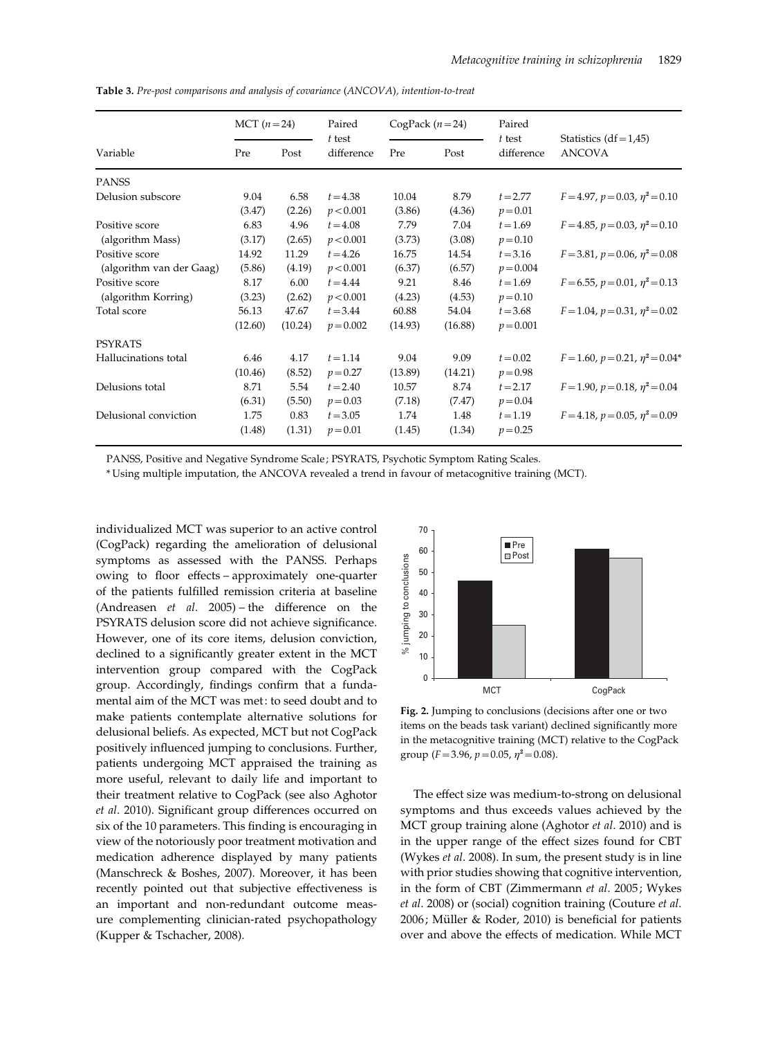**Table 3.** *Pre-post comparisons and analysis of covariance (ANCOVA), intention-to-treat*

| Variable | MCT ($n=24$) | | Paired $t$ test difference | CogPack ($n=24$) | | Paired $t$ test difference | Statistics (df = 1,45) ANCOVA |
|---|---|---|---|---|---|---|---|
| | Pre | Post | | Pre | Post | | |
| PANSS | | | | | | | |
| Delusion subscore | 9.04 (3.47) | 6.58 (2.26) | $t=4.38$ $p<0.001$ | 10.04 (3.86) | 8.79 (4.36) | $t=2.77$ $p=0.01$ | $F=4.97$, $p=0.03$, $\eta^2=0.10$ |
| Positive score (algorithm Mass) | 6.83 (3.17) | 4.96 (2.65) | $t=4.08$ $p<0.001$ | 7.79 (3.73) | 7.04 (3.08) | $t=1.69$ $p=0.10$ | $F=4.85$, $p=0.03$, $\eta^2=0.10$ |
| Positive score (algorithm van der Gaag) | 14.92 (5.86) | 11.29 (4.19) | $t=4.26$ $p<0.001$ | 16.75 (6.37) | 14.54 (6.57) | $t=3.16$ $p=0.004$ | $F=3.81$, $p=0.06$, $\eta^2=0.08$ |
| Positive score (algorithm Korring) | 8.17 (3.23) | 6.00 (2.62) | $t=4.44$ $p<0.001$ | 9.21 (4.23) | 8.46 (4.53) | $t=1.69$ $p=0.10$ | $F=6.55$, $p=0.01$, $\eta^2=0.13$ |
| Total score | 56.13 (12.60) | 47.67 (10.24) | $t=3.44$ $p=0.002$ | 60.88 (14.93) | 54.04 (16.88) | $t=3.68$ $p=0.001$ | $F=1.04$, $p=0.31$, $\eta^2=0.02$ |
| PSYRATS | | | | | | | |
| Hallucinations total | 6.46 (10.46) | 4.17 (8.52) | $t=1.14$ $p=0.27$ | 9.04 (13.89) | 9.09 (14.21) | $t=0.02$ $p=0.98$ | $F=1.60$, $p=0.21$, $\eta^2=0.04$* |
| Delusions total | 8.71 (6.31) | 5.54 (5.50) | $t=2.40$ $p=0.03$ | 10.57 (7.18) | 8.74 (7.47) | $t=2.17$ $p=0.04$ | $F=1.90$, $p=0.18$, $\eta^2=0.04$ |
| Delusional conviction | 1.75 (1.48) | 0.83 (1.31) | $t=3.05$ $p=0.01$ | 1.74 (1.45) | 1.48 (1.34) | $t=1.19$ $p=0.25$ | $F=4.18$, $p=0.05$, $\eta^2=0.09$ |

PANSS, Positive and Negative Syndrome Scale; PSYRATS, Psychotic Symptom Rating Scales.

* Using multiple imputation, the ANCOVA revealed a trend in favour of metacognitive training (MCT).

individualized MCT was superior to an active control (CogPack) regarding the amelioration of delusional symptoms as assessed with the PANSS. Perhaps owing to floor effects – approximately one-quarter of the patients fulfilled remission criteria at baseline (Andreasen *et al*. 2005) – the difference on the PSYRATS delusion score did not achieve significance. However, one of its core items, delusion conviction, declined to a significantly greater extent in the MCT intervention group compared with the CogPack group. Accordingly, findings confirm that a fundamental aim of the MCT was met: to seed doubt and to make patients contemplate alternative solutions for delusional beliefs. As expected, MCT but not CogPack positively influenced jumping to conclusions. Further, patients undergoing MCT appraised the training as more useful, relevant to daily life and important to their treatment relative to CogPack (see also Aghotor *et al*. 2010). Significant group differences occurred on six of the 10 parameters. This finding is encouraging in view of the notoriously poor treatment motivation and medication adherence displayed by many patients (Manschreck & Boshes, 2007). Moreover, it has been recently pointed out that subjective effectiveness is an important and non-redundant outcome measure complementing clinician-rated psychopathology (Kupper & Tschacher, 2008).

**Fig. 2.** Jumping to conclusions (decisions after one or two items on the beads task variant) declined significantly more in the metacognitive training (MCT) relative to the CogPack group ($F=3.96$, $p=0.05$, $\eta^2=0.08$).

The effect size was medium-to-strong on delusional symptoms and thus exceeds values achieved by the MCT group training alone (Aghotor *et al*. 2010) and is in the upper range of the effect sizes found for CBT (Wykes *et al*. 2008). In sum, the present study is in line with prior studies showing that cognitive intervention, in the form of CBT (Zimmermann *et al*. 2005; Wykes *et al*. 2008) or (social) cognition training (Couture *et al*. 2006; Müller & Roder, 2010) is beneficial for patients over and above the effects of medication. While MCT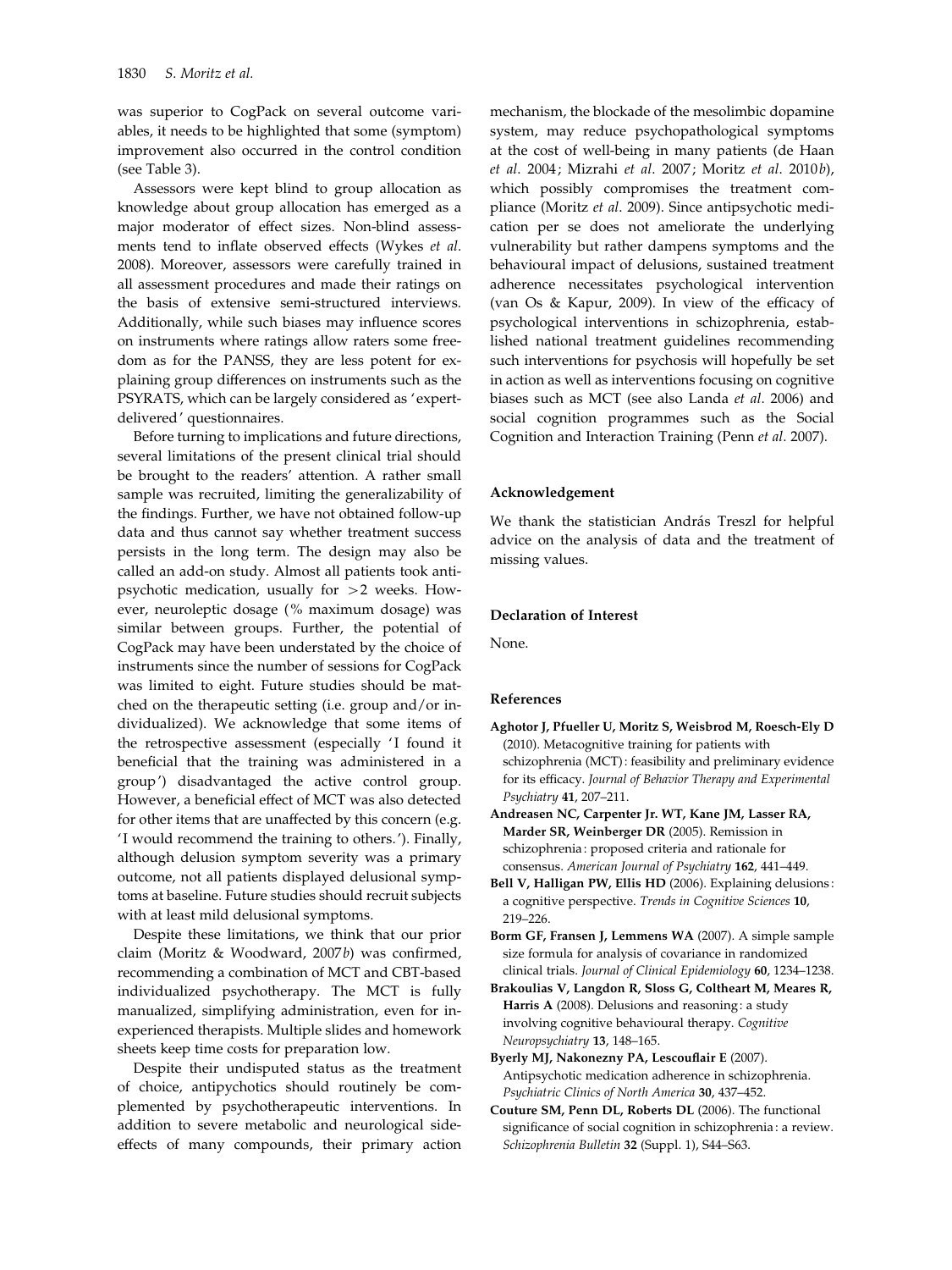was superior to CogPack on several outcome variables, it needs to be highlighted that some (symptom) improvement also occurred in the control condition (see Table 3).

Assessors were kept blind to group allocation as knowledge about group allocation has emerged as a major moderator of effect sizes. Non-blind assessments tend to inflate observed effects (Wykes *et al*. 2008). Moreover, assessors were carefully trained in all assessment procedures and made their ratings on the basis of extensive semi-structured interviews. Additionally, while such biases may influence scores on instruments where ratings allow raters some freedom as for the PANSS, they are less potent for explaining group differences on instruments such as the PSYRATS, which can be largely considered as 'expert-delivered' questionnaires.

Before turning to implications and future directions, several limitations of the present clinical trial should be brought to the readers' attention. A rather small sample was recruited, limiting the generalizability of the findings. Further, we have not obtained follow-up data and thus cannot say whether treatment success persists in the long term. The design may also be called an add-on study. Almost all patients took antipsychotic medication, usually for >2 weeks. However, neuroleptic dosage (% maximum dosage) was similar between groups. Further, the potential of CogPack may have been understated by the choice of instruments since the number of sessions for CogPack was limited to eight. Future studies should be matched on the therapeutic setting (i.e. group and/or individualized). We acknowledge that some items of the retrospective assessment (especially 'I found it beneficial that the training was administered in a group') disadvantaged the active control group. However, a beneficial effect of MCT was also detected for other items that are unaffected by this concern (e.g. 'I would recommend the training to others.'). Finally, although delusion symptom severity was a primary outcome, not all patients displayed delusional symptoms at baseline. Future studies should recruit subjects with at least mild delusional symptoms.

Despite these limitations, we think that our prior claim (Moritz & Woodward, 2007*b*) was confirmed, recommending a combination of MCT and CBT-based individualized psychotherapy. The MCT is fully manualized, simplifying administration, even for inexperienced therapists. Multiple slides and homework sheets keep time costs for preparation low.

Despite their undisputed status as the treatment of choice, antipychotics should routinely be complemented by psychotherapeutic interventions. In addition to severe metabolic and neurological side-effects of many compounds, their primary action mechanism, the blockade of the mesolimbic dopamine system, may reduce psychopathological symptoms at the cost of well-being in many patients (de Haan *et al*. 2004; Mizrahi *et al*. 2007; Moritz *et al*. 2010*b*), which possibly compromises the treatment compliance (Moritz *et al*. 2009). Since antipsychotic medication per se does not ameliorate the underlying vulnerability but rather dampens symptoms and the behavioural impact of delusions, sustained treatment adherence necessitates psychological intervention (van Os & Kapur, 2009). In view of the efficacy of psychological interventions in schizophrenia, established national treatment guidelines recommending such interventions for psychosis will hopefully be set in action as well as interventions focusing on cognitive biases such as MCT (see also Landa *et al*. 2006) and social cognition programmes such as the Social Cognition and Interaction Training (Penn *et al*. 2007).

## Acknowledgement

We thank the statistician András Treszl for helpful advice on the analysis of data and the treatment of missing values.

## Declaration of Interest

None.

## References

**Aghotor J, Pfueller U, Moritz S, Weisbrod M, Roesch-Ely D** (2010). Metacognitive training for patients with schizophrenia (MCT): feasibility and preliminary evidence for its efficacy. *Journal of Behavior Therapy and Experimental Psychiatry* **41**, 207–211.

**Andreasen NC, Carpenter Jr. WT, Kane JM, Lasser RA, Marder SR, Weinberger DR** (2005). Remission in schizophrenia: proposed criteria and rationale for consensus. *American Journal of Psychiatry* **162**, 441–449.

**Bell V, Halligan PW, Ellis HD** (2006). Explaining delusions: a cognitive perspective. *Trends in Cognitive Sciences* **10**, 219–226.

**Borm GF, Fransen J, Lemmens WA** (2007). A simple sample size formula for analysis of covariance in randomized clinical trials. *Journal of Clinical Epidemiology* **60**, 1234–1238.

**Brakoulias V, Langdon R, Sloss G, Coltheart M, Meares R, Harris A** (2008). Delusions and reasoning: a study involving cognitive behavioural therapy. *Cognitive Neuropsychiatry* **13**, 148–165.

**Byerly MJ, Nakonezny PA, Lescouflair E** (2007). Antipsychotic medication adherence in schizophrenia. *Psychiatric Clinics of North America* **30**, 437–452.

**Couture SM, Penn DL, Roberts DL** (2006). The functional significance of social cognition in schizophrenia: a review. *Schizophrenia Bulletin* **32** (Suppl. 1), S44–S63.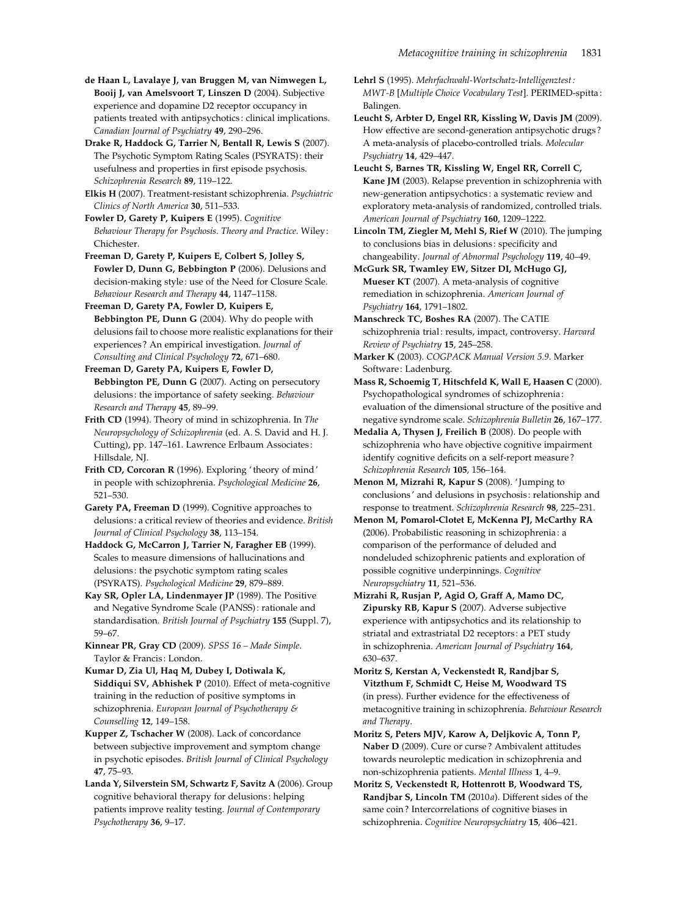**de Haan L, Lavalaye J, van Bruggen M, van Nimwegen L, Booij J, van Amelsvoort T, Linszen D** (2004). Subjective experience and dopamine D2 receptor occupancy in patients treated with antipsychotics: clinical implications. *Canadian Journal of Psychiatry* **49**, 290–296.

**Drake R, Haddock G, Tarrier N, Bentall R, Lewis S** (2007). The Psychotic Symptom Rating Scales (PSYRATS): their usefulness and properties in first episode psychosis. *Schizophrenia Research* **89**, 119–122.

**Elkis H** (2007). Treatment-resistant schizophrenia. *Psychiatric Clinics of North America* **30**, 511–533.

**Fowler D, Garety P, Kuipers E** (1995). *Cognitive Behaviour Therapy for Psychosis. Theory and Practice*. Wiley: Chichester.

**Freeman D, Garety P, Kuipers E, Colbert S, Jolley S, Fowler D, Dunn G, Bebbington P** (2006). Delusions and decision-making style: use of the Need for Closure Scale. *Behaviour Research and Therapy* **44**, 1147–1158.

**Freeman D, Garety PA, Fowler D, Kuipers E, Bebbington PE, Dunn G** (2004). Why do people with delusions fail to choose more realistic explanations for their experiences? An empirical investigation. *Journal of Consulting and Clinical Psychology* **72**, 671–680.

**Freeman D, Garety PA, Kuipers E, Fowler D, Bebbington PE, Dunn G** (2007). Acting on persecutory delusions: the importance of safety seeking. *Behaviour Research and Therapy* **45**, 89–99.

**Frith CD** (1994). Theory of mind in schizophrenia. In *The Neuropsychology of Schizophrenia* (ed. A. S. David and H. J. Cutting), pp. 147–161. Lawrence Erlbaum Associates: Hillsdale, NJ.

**Frith CD, Corcoran R** (1996). Exploring 'theory of mind' in people with schizophrenia. *Psychological Medicine* **26**, 521–530.

**Garety PA, Freeman D** (1999). Cognitive approaches to delusions: a critical review of theories and evidence. *British Journal of Clinical Psychology* **38**, 113–154.

**Haddock G, McCarron J, Tarrier N, Faragher EB** (1999). Scales to measure dimensions of hallucinations and delusions: the psychotic symptom rating scales (PSYRATS). *Psychological Medicine* **29**, 879–889.

**Kay SR, Opler LA, Lindenmayer JP** (1989). The Positive and Negative Syndrome Scale (PANSS): rationale and standardisation. *British Journal of Psychiatry* **155** (Suppl. 7), 59–67.

**Kinnear PR, Gray CD** (2009). *SPSS 16 – Made Simple*. Taylor & Francis: London.

**Kumar D, Zia Ul, Haq M, Dubey I, Dotiwala K, Siddiqui SV, Abhishek P** (2010). Effect of meta-cognitive training in the reduction of positive symptoms in schizophrenia. *European Journal of Psychotherapy & Counselling* **12**, 149–158.

**Kupper Z, Tschacher W** (2008). Lack of concordance between subjective improvement and symptom change in psychotic episodes. *British Journal of Clinical Psychology* **47**, 75–93.

**Landa Y, Silverstein SM, Schwartz F, Savitz A** (2006). Group cognitive behavioral therapy for delusions: helping patients improve reality testing. *Journal of Contemporary Psychotherapy* **36**, 9–17.

**Lehrl S** (1995). *Mehrfachwahl-Wortschatz-Intelligenztest: MWT-B* [*Multiple Choice Vocabulary Test*]. PERIMED-spitta: Balingen.

**Leucht S, Arbter D, Engel RR, Kissling W, Davis JM** (2009). How effective are second-generation antipsychotic drugs? A meta-analysis of placebo-controlled trials. *Molecular Psychiatry* **14**, 429–447.

**Leucht S, Barnes TR, Kissling W, Engel RR, Correll C, Kane JM** (2003). Relapse prevention in schizophrenia with new-generation antipsychotics: a systematic review and exploratory meta-analysis of randomized, controlled trials. *American Journal of Psychiatry* **160**, 1209–1222.

**Lincoln TM, Ziegler M, Mehl S, Rief W** (2010). The jumping to conclusions bias in delusions: specificity and changeability. *Journal of Abnormal Psychology* **119**, 40–49.

**McGurk SR, Twamley EW, Sitzer DI, McHugo GJ, Mueser KT** (2007). A meta-analysis of cognitive remediation in schizophrenia. *American Journal of Psychiatry* **164**, 1791–1802.

**Manschreck TC, Boshes RA** (2007). The CATIE schizophrenia trial: results, impact, controversy. *Harvard Review of Psychiatry* **15**, 245–258.

**Marker K** (2003). *COGPACK Manual Version 5.9*. Marker Software: Ladenburg.

**Mass R, Schoemig T, Hitschfeld K, Wall E, Haasen C** (2000). Psychopathological syndromes of schizophrenia: evaluation of the dimensional structure of the positive and negative syndrome scale. *Schizophrenia Bulletin* **26**, 167–177.

**Medalia A, Thysen J, Freilich B** (2008). Do people with schizophrenia who have objective cognitive impairment identify cognitive deficits on a self-report measure? *Schizophrenia Research* **105**, 156–164.

**Menon M, Mizrahi R, Kapur S** (2008). 'Jumping to conclusions' and delusions in psychosis: relationship and response to treatment. *Schizophrenia Research* **98**, 225–231.

**Menon M, Pomarol-Clotet E, McKenna PJ, McCarthy RA** (2006). Probabilistic reasoning in schizophrenia: a comparison of the performance of deluded and nondeluded schizophrenic patients and exploration of possible cognitive underpinnings. *Cognitive Neuropsychiatry* **11**, 521–536.

**Mizrahi R, Rusjan P, Agid O, Graff A, Mamo DC, Zipursky RB, Kapur S** (2007). Adverse subjective experience with antipsychotics and its relationship to striatal and extrastriatal D2 receptors: a PET study in schizophrenia. *American Journal of Psychiatry* **164**, 630–637.

**Moritz S, Kerstan A, Veckenstedt R, Randjbar S, Vitzthum F, Schmidt C, Heise M, Woodward TS** (in press). Further evidence for the effectiveness of metacognitive training in schizophrenia. *Behaviour Research and Therapy*.

**Moritz S, Peters MJV, Karow A, Deljkovic A, Tonn P, Naber D** (2009). Cure or curse? Ambivalent attitudes towards neuroleptic medication in schizophrenia and non-schizophrenia patients. *Mental Illness* **1**, 4–9.

**Moritz S, Veckenstedt R, Hottenrott B, Woodward TS, Randjbar S, Lincoln TM** (2010*a*). Different sides of the same coin? Intercorrelations of cognitive biases in schizophrenia. *Cognitive Neuropsychiatry* **15**, 406–421.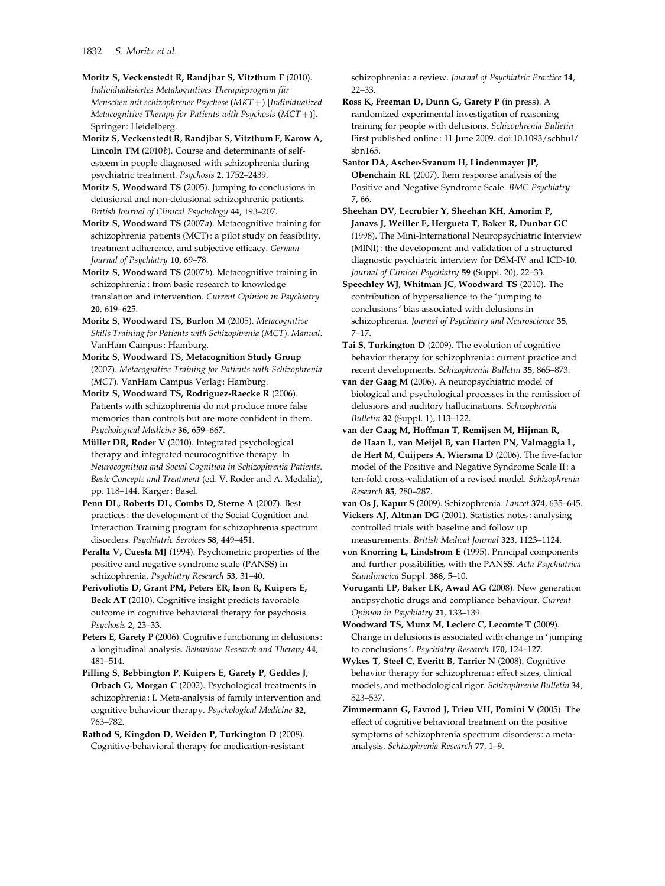**Moritz S, Veckenstedt R, Randjbar S, Vitzthum F** (2010). *Individualisiertes Metakognitives Therapieprogram für Menschen mit schizophrener Psychose (MKT+) [Individualized Metacognitive Therapy for Patients with Psychosis (MCT+)]*. Springer: Heidelberg.

**Moritz S, Veckenstedt R, Randjbar S, Vitzthum F, Karow A, Lincoln TM** (2010*b*). Course and determinants of self-esteem in people diagnosed with schizophrenia during psychiatric treatment. *Psychosis* **2**, 1752–2439.

**Moritz S, Woodward TS** (2005). Jumping to conclusions in delusional and non-delusional schizophrenic patients. *British Journal of Clinical Psychology* **44**, 193–207.

**Moritz S, Woodward TS** (2007*a*). Metacognitive training for schizophrenia patients (MCT): a pilot study on feasibility, treatment adherence, and subjective efficacy. *German Journal of Psychiatry* **10**, 69–78.

**Moritz S, Woodward TS** (2007*b*). Metacognitive training in schizophrenia: from basic research to knowledge translation and intervention. *Current Opinion in Psychiatry* **20**, 619–625.

**Moritz S, Woodward TS, Burlon M** (2005). *Metacognitive Skills Training for Patients with Schizophrenia (MCT). Manual*. VanHam Campus: Hamburg.

**Moritz S, Woodward TS, Metacognition Study Group** (2007). *Metacognitive Training for Patients with Schizophrenia (MCT)*. VanHam Campus Verlag: Hamburg.

**Moritz S, Woodward TS, Rodriguez-Raecke R** (2006). Patients with schizophrenia do not produce more false memories than controls but are more confident in them. *Psychological Medicine* **36**, 659–667.

**Müller DR, Roder V** (2010). Integrated psychological therapy and integrated neurocognitive therapy. In *Neurocognition and Social Cognition in Schizophrenia Patients. Basic Concepts and Treatment* (ed. V. Roder and A. Medalia), pp. 118–144. Karger: Basel.

**Penn DL, Roberts DL, Combs D, Sterne A** (2007). Best practices: the development of the Social Cognition and Interaction Training program for schizophrenia spectrum disorders. *Psychiatric Services* **58**, 449–451.

**Peralta V, Cuesta MJ** (1994). Psychometric properties of the positive and negative syndrome scale (PANSS) in schizophrenia. *Psychiatry Research* **53**, 31–40.

**Perivoliotis D, Grant PM, Peters ER, Ison R, Kuipers E, Beck AT** (2010). Cognitive insight predicts favorable outcome in cognitive behavioral therapy for psychosis. *Psychosis* **2**, 23–33.

**Peters E, Garety P** (2006). Cognitive functioning in delusions: a longitudinal analysis. *Behaviour Research and Therapy* **44**, 481–514.

**Pilling S, Bebbington P, Kuipers E, Garety P, Geddes J, Orbach G, Morgan C** (2002). Psychological treatments in schizophrenia: I. Meta-analysis of family intervention and cognitive behaviour therapy. *Psychological Medicine* **32**, 763–782.

**Rathod S, Kingdon D, Weiden P, Turkington D** (2008). Cognitive-behavioral therapy for medication-resistant schizophrenia: a review. *Journal of Psychiatric Practice* **14**, 22–33.

**Ross K, Freeman D, Dunn G, Garety P** (in press). A randomized experimental investigation of reasoning training for people with delusions. *Schizophrenia Bulletin* First published online: 11 June 2009. doi:10.1093/schbul/sbn165.

**Santor DA, Ascher-Svanum H, Lindenmayer JP, Obenchain RL** (2007). Item response analysis of the Positive and Negative Syndrome Scale. *BMC Psychiatry* **7**, 66.

**Sheehan DV, Lecrubier Y, Sheehan KH, Amorim P, Janavs J, Weiller E, Hergueta T, Baker R, Dunbar GC** (1998). The Mini-International Neuropsychiatric Interview (MINI): the development and validation of a structured diagnostic psychiatric interview for DSM-IV and ICD-10. *Journal of Clinical Psychiatry* **59** (Suppl. 20), 22–33.

**Speechley WJ, Whitman JC, Woodward TS** (2010). The contribution of hypersalience to the 'jumping to conclusions' bias associated with delusions in schizophrenia. *Journal of Psychiatry and Neuroscience* **35**, 7–17.

**Tai S, Turkington D** (2009). The evolution of cognitive behavior therapy for schizophrenia: current practice and recent developments. *Schizophrenia Bulletin* **35**, 865–873.

**van der Gaag M** (2006). A neuropsychiatric model of biological and psychological processes in the remission of delusions and auditory hallucinations. *Schizophrenia Bulletin* **32** (Suppl. 1), 113–122.

**van der Gaag M, Hoffman T, Remijsen M, Hijman R, de Haan L, van Meijel B, van Harten PN, Valmaggia L, de Hert M, Cuijpers A, Wiersma D** (2006). The five-factor model of the Positive and Negative Syndrome Scale II: a ten-fold cross-validation of a revised model. *Schizophrenia Research* **85**, 280–287.

**van Os J, Kapur S** (2009). Schizophrenia. *Lancet* **374**, 635–645.

**Vickers AJ, Altman DG** (2001). Statistics notes: analysing controlled trials with baseline and follow up measurements. *British Medical Journal* **323**, 1123–1124.

**von Knorring L, Lindstrom E** (1995). Principal components and further possibilities with the PANSS. *Acta Psychiatrica Scandinavica* Suppl. **388**, 5–10.

**Voruganti LP, Baker LK, Awad AG** (2008). New generation antipsychotic drugs and compliance behaviour. *Current Opinion in Psychiatry* **21**, 133–139.

**Woodward TS, Munz M, Leclerc C, Lecomte T** (2009). Change in delusions is associated with change in 'jumping to conclusions'. *Psychiatry Research* **170**, 124–127.

**Wykes T, Steel C, Everitt B, Tarrier N** (2008). Cognitive behavior therapy for schizophrenia: effect sizes, clinical models, and methodological rigor. *Schizophrenia Bulletin* **34**, 523–537.

**Zimmermann G, Favrod J, Trieu VH, Pomini V** (2005). The effect of cognitive behavioral treatment on the positive symptoms of schizophrenia spectrum disorders: a meta-analysis. *Schizophrenia Research* **77**, 1–9.